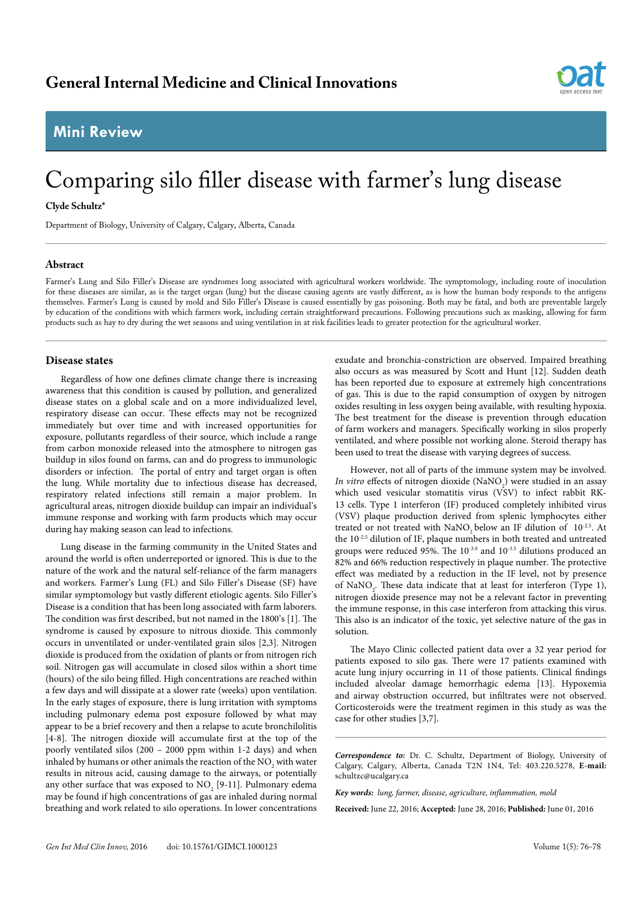General Internal Medicine and Clinical Innovations

## Mini Review

# Comparing silo filler disease with farmer's lung disease

**Clyde Schultz***

Department of Biology, University of Calgary, Calgary, Alberta, Canada

### Abstract

Farmer's Lung and Silo Filler's Disease are syndromes long associated with agricultural workers worldwide. The symptomology, including route of inoculation for these diseases are similar, as is the target organ (lung) but the disease causing agents are vastly different, as is how the human body responds to the antigens themselves. Farmer's Lung is caused by mold and Silo Filler's Disease is caused essentially by gas poisoning. Both may be fatal, and both are preventable largely by education of the conditions with which farmers work, including certain straightforward precautions. Following precautions such as masking, allowing for farm products such as hay to dry during the wet seasons and using ventilation in at risk facilities leads to greater protection for the agricultural worker.

## Disease states

Regardless of how one defines climate change there is increasing awareness that this condition is caused by pollution, and generalized disease states on a global scale and on a more individualized level, respiratory disease can occur. These effects may not be recognized immediately but over time and with increased opportunities for exposure, pollutants regardless of their source, which include a range from carbon monoxide released into the atmosphere to nitrogen gas buildup in silos found on farms, can and do progress to immunologic disorders or infection. The portal of entry and target organ is often the lung. While mortality due to infectious disease has decreased, respiratory related infections still remain a major problem. In agricultural areas, nitrogen dioxide buildup can impair an individual's immune response and working with farm products which may occur during hay making season can lead to infections.

Lung disease in the farming community in the United States and around the world is often underreported or ignored. This is due to the nature of the work and the natural self-reliance of the farm managers and workers. Farmer's Lung (FL) and Silo Filler's Disease (SF) have similar symptomology but vastly different etiologic agents. Silo Filler's Disease is a condition that has been long associated with farm laborers. The condition was first described, but not named in the 1800's [1]. The syndrome is caused by exposure to nitrous dioxide. This commonly occurs in unventilated or under-ventilated grain silos [2,3]. Nitrogen dioxide is produced from the oxidation of plants or from nitrogen rich soil. Nitrogen gas will accumulate in closed silos within a short time (hours) of the silo being filled. High concentrations are reached within a few days and will dissipate at a slower rate (weeks) upon ventilation. In the early stages of exposure, there is lung irritation with symptoms including pulmonary edema post exposure followed by what may appear to be a brief recovery and then a relapse to acute bronchiolitis [4-8]. The nitrogen dioxide will accumulate first at the top of the poorly ventilated silos (200 – 2000 ppm within 1-2 days) and when inhaled by humans or other animals the reaction of the $NO_2$ with water results in nitrous acid, causing damage to the airways, or potentially any other surface that was exposed to $NO_2$ [9-11]. Pulmonary edema may be found if high concentrations of gas are inhaled during normal breathing and work related to silo operations. In lower concentrations exudate and bronchia-constriction are observed. Impaired breathing also occurs as was measured by Scott and Hunt [12]. Sudden death has been reported due to exposure at extremely high concentrations of gas. This is due to the rapid consumption of oxygen by nitrogen oxides resulting in less oxygen being available, with resulting hypoxia. The best treatment for the disease is prevention through education of farm workers and managers. Specifically working in silos properly ventilated, and where possible not working alone. Steroid therapy has been used to treat the disease with varying degrees of success.

However, not all of parts of the immune system may be involved. *In vitro* effects of nitrogen dioxide ($NaNO_2$) were studied in an assay which used vesicular stomatitis virus (VSV) to infect rabbit RK-13 cells. Type 1 interferon (IF) produced completely inhibited virus (VSV) plaque production derived from splenic lymphocytes either treated or not treated with $NaNO_2$ below an IF dilution of $10^{-2.5}$. At the $10^{-2.5}$ dilution of IF, plaque numbers in both treated and untreated groups were reduced 95%. The $10^{-3.0}$ and $10^{-3.5}$ dilutions produced an 82% and 66% reduction respectively in plaque number. The protective effect was mediated by a reduction in the IF level, not by presence of $NaNO_2$. These data indicate that at least for interferon (Type 1), nitrogen dioxide presence may not be a relevant factor in preventing the immune response, in this case interferon from attacking this virus. This also is an indicator of the toxic, yet selective nature of the gas in solution.

The Mayo Clinic collected patient data over a 32 year period for patients exposed to silo gas. There were 17 patients examined with acute lung injury occurring in 11 of those patients. Clinical findings included alveolar damage hemorrhagic edema [13]. Hypoxemia and airway obstruction occurred, but infiltrates were not observed. Corticosteroids were the treatment regimen in this study as was the case for other studies [3,7].

***Correspondence to:*** Dr. C. Schultz, Department of Biology, University of Calgary, Calgary, Alberta, Canada T2N 1N4, Tel: 403.220.5278, **E-mail:** schultzc@ucalgary.ca

***Key words:*** *lung, farmer, disease, agriculture, inflammation, mold*

**Received:** June 22, 2016; **Accepted:** June 28, 2016; **Published:** June 01, 2016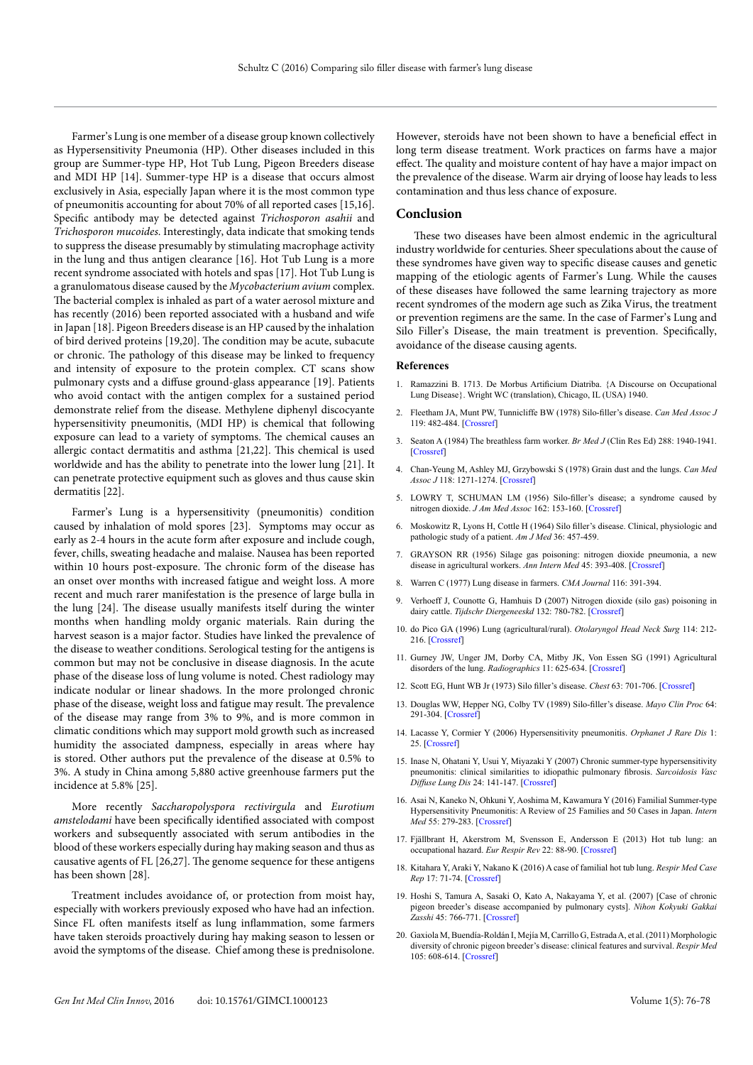Farmer's Lung is one member of a disease group known collectively as Hypersensitivity Pneumonia (HP). Other diseases included in this group are Summer-type HP, Hot Tub Lung, Pigeon Breeders disease and MDI HP [14]. Summer-type HP is a disease that occurs almost exclusively in Asia, especially Japan where it is the most common type of pneumonitis accounting for about 70% of all reported cases [15,16]. Specific antibody may be detected against *Trichosporon asahii* and *Trichosporon mucoides*. Interestingly, data indicate that smoking tends to suppress the disease presumably by stimulating macrophage activity in the lung and thus antigen clearance [16]. Hot Tub Lung is a more recent syndrome associated with hotels and spas [17]. Hot Tub Lung is a granulomatous disease caused by the *Mycobacterium avium* complex. The bacterial complex is inhaled as part of a water aerosol mixture and has recently (2016) been reported associated with a husband and wife in Japan [18]. Pigeon Breeders disease is an HP caused by the inhalation of bird derived proteins [19,20]. The condition may be acute, subacute or chronic. The pathology of this disease may be linked to frequency and intensity of exposure to the protein complex. CT scans show pulmonary cysts and a diffuse ground-glass appearance [19]. Patients who avoid contact with the antigen complex for a sustained period demonstrate relief from the disease. Methylene diphenyl discocyante hypersensitivity pneumonitis, (MDI HP) is chemical that following exposure can lead to a variety of symptoms. The chemical causes an allergic contact dermatitis and asthma [21,22]. This chemical is used worldwide and has the ability to penetrate into the lower lung [21]. It can penetrate protective equipment such as gloves and thus cause skin dermatitis [22].

Farmer's Lung is a hypersensitivity (pneumonitis) condition caused by inhalation of mold spores [23]. Symptoms may occur as early as 2-4 hours in the acute form after exposure and include cough, fever, chills, sweating headache and malaise. Nausea has been reported within 10 hours post-exposure. The chronic form of the disease has an onset over months with increased fatigue and weight loss. A more recent and much rarer manifestation is the presence of large bulla in the lung [24]. The disease usually manifests itself during the winter months when handling moldy organic materials. Rain during the harvest season is a major factor. Studies have linked the prevalence of the disease to weather conditions. Serological testing for the antigens is common but may not be conclusive in disease diagnosis. In the acute phase of the disease loss of lung volume is noted. Chest radiology may indicate nodular or linear shadows. In the more prolonged chronic phase of the disease, weight loss and fatigue may result. The prevalence of the disease may range from 3% to 9%, and is more common in climatic conditions which may support mold growth such as increased humidity the associated dampness, especially in areas where hay is stored. Other authors put the prevalence of the disease at 0.5% to 3%. A study in China among 5,880 active greenhouse farmers put the incidence at 5.8% [25].

More recently *Saccharopolyspora rectivirgula* and *Eurotium amstelodami* have been specifically identified associated with compost workers and subsequently associated with serum antibodies in the blood of these workers especially during hay making season and thus as causative agents of FL [26,27]. The genome sequence for these antigens has been shown [28].

Treatment includes avoidance of, or protection from moist hay, especially with workers previously exposed who have had an infection. Since FL often manifests itself as lung inflammation, some farmers have taken steroids proactively during hay making season to lessen or avoid the symptoms of the disease. Chief among these is prednisolone. However, steroids have not been shown to have a beneficial effect in long term disease treatment. Work practices on farms have a major effect. The quality and moisture content of hay have a major impact on the prevalence of the disease. Warm air drying of loose hay leads to less contamination and thus less chance of exposure.

## Conclusion

These two diseases have been almost endemic in the agricultural industry worldwide for centuries. Sheer speculations about the cause of these syndromes have given way to specific disease causes and genetic mapping of the etiologic agents of Farmer's Lung. While the causes of these diseases have followed the same learning trajectory as more recent syndromes of the modern age such as Zika Virus, the treatment or prevention regimens are the same. In the case of Farmer's Lung and Silo Filler's Disease, the main treatment is prevention. Specifically, avoidance of the disease causing agents.

### References

1. Ramazzini B. 1713. De Morbus Artificium Diatriba. {A Discourse on Occupational Lung Disease}. Wright WC (translation), Chicago, IL (USA) 1940.
2. Fleetham JA, Munt PW, Tunnicliffe BW (1978) Silo-filler's disease. *Can Med Assoc J* 119: 482-484. [Crossref]
3. Seaton A (1984) The breathless farm worker. *Br Med J* (Clin Res Ed) 288: 1940-1941. [Crossref]
4. Chan-Yeung M, Ashley MJ, Grzybowski S (1978) Grain dust and the lungs. *Can Med Assoc J* 118: 1271-1274. [Crossref]
5. LOWRY T, SCHUMAN LM (1956) Silo-filler's disease; a syndrome caused by nitrogen dioxide. *J Am Med Assoc* 162: 153-160. [Crossref]
6. Moskowitz R, Lyons H, Cottle H (1964) Silo filler's disease. Clinical, physiologic and pathologic study of a patient. *Am J Med* 36: 457-459.
7. GRAYSON RR (1956) Silage gas poisoning: nitrogen dioxide pneumonia, a new disease in agricultural workers. *Ann Intern Med* 45: 393-408. [Crossref]
8. Warren C (1977) Lung disease in farmers. *CMA Journal* 116: 391-394.
9. Verhoeff J, Counotte G, Hamhuis D (2007) Nitrogen dioxide (silo gas) poisoning in dairy cattle. *Tijdschr Diergeneeskd* 132: 780-782. [Crossref]
10. do Pico GA (1996) Lung (agricultural/rural). *Otolaryngol Head Neck Surg* 114: 212-216. [Crossref]
11. Gurney JW, Unger JM, Dorby CA, Mitby JK, Von Essen SG (1991) Agricultural disorders of the lung. *Radiographics* 11: 625-634. [Crossref]
12. Scott EG, Hunt WB Jr (1973) Silo filler's disease. *Chest* 63: 701-706. [Crossref]
13. Douglas WW, Hepper NG, Colby TV (1989) Silo-filler's disease. *Mayo Clin Proc* 64: 291-304. [Crossref]
14. Lacasse Y, Cormier Y (2006) Hypersensitivity pneumonitis. *Orphanet J Rare Dis* 1: 25. [Crossref]
15. Inase N, Ohatani Y, Usui Y, Miyazaki Y (2007) Chronic summer-type hypersensitivity pneumonitis: clinical similarities to idiopathic pulmonary fibrosis. *Sarcoidosis Vasc Diffuse Lung Dis* 24: 141-147. [Crossref]
16. Asai N, Kaneko N, Ohkuni Y, Aoshima M, Kawamura Y (2016) Familial Summer-type Hypersensitivity Pneumonitis: A Review of 25 Families and 50 Cases in Japan. *Intern Med* 55: 279-283. [Crossref]
17. Fjällbrant H, Akerstrom M, Svensson E, Andersson E (2013) Hot tub lung: an occupational hazard. *Eur Respir Rev* 22: 88-90. [Crossref]
18. Kitahara Y, Araki Y, Nakano K (2016) A case of familial hot tub lung. *Respir Med Case Rep* 17: 71-74. [Crossref]
19. Hoshi S, Tamura A, Sasaki O, Kato A, Nakayama Y, et al. (2007) [Case of chronic pigeon breeder's disease accompanied by pulmonary cysts]. *Nihon Kokyuki Gakkai Zasshi* 45: 766-771. [Crossref]
20. Gaxiola M, Buendía-Roldán I, Mejía M, Carrillo G, Estrada A, et al. (2011) Morphologic diversity of chronic pigeon breeder's disease: clinical features and survival. *Respir Med* 105: 608-614. [Crossref]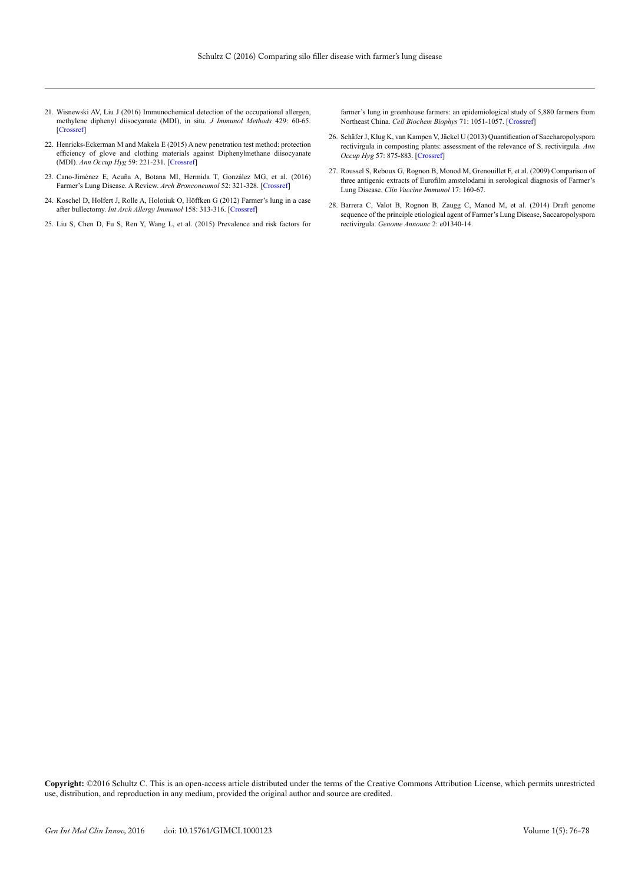21. Wisnewski AV, Liu J (2016) Immunochemical detection of the occupational allergen, methylene diphenyl diisocyanate (MDI), in situ. *J Immunol Methods* 429: 60-65. [Crossref]

22. Henricks-Eckerman M and Makela E (2015) A new penetration test method: protection efficiency of glove and clothing materials against Diphenylmethane diisocyanate (MDI). *Ann Occup Hyg* 59: 221-231. [Crossref]

23. Cano-Jiménez E, Acuña A, Botana MI, Hermida T, González MG, et al. (2016) Farmer's Lung Disease. A Review. *Arch Bronconeumol* 52: 321-328. [Crossref]

24. Koschel D, Holfert J, Rolle A, Holotiuk O, Höffken G (2012) Farmer's lung in a case after bullectomy. *Int Arch Allergy Immunol* 158: 313-316. [Crossref]

25. Liu S, Chen D, Fu S, Ren Y, Wang L, et al. (2015) Prevalence and risk factors for farmer's lung in greenhouse farmers: an epidemiological study of 5,880 farmers from Northeast China. *Cell Biochem Biophys* 71: 1051-1057. [Crossref]

26. Schäfer J, Klug K, van Kampen V, Jäckel U (2013) Quantification of Saccharopolyspora rectivirgula in composting plants: assessment of the relevance of S. rectivirgula. *Ann Occup Hyg* 57: 875-883. [Crossref]

27. Roussel S, Reboux G, Rognon B, Monod M, Grenouillet F, et al. (2009) Comparison of three antigenic extracts of Eurofilm amstelodami in serological diagnosis of Farmer's Lung Disease. *Clin Vaccine Immunol* 17: 160-67.

28. Barrera C, Valot B, Rognon B, Zaugg C, Manod M, et al. (2014) Draft genome sequence of the principle etiological agent of Farmer's Lung Disease, Saccaropolyspora rectivirgula. *Genome Announc* 2: e01340-14.

**Copyright:** ©2016 Schultz C. This is an open-access article distributed under the terms of the Creative Commons Attribution License, which permits unrestricted use, distribution, and reproduction in any medium, provided the original author and source are credited.